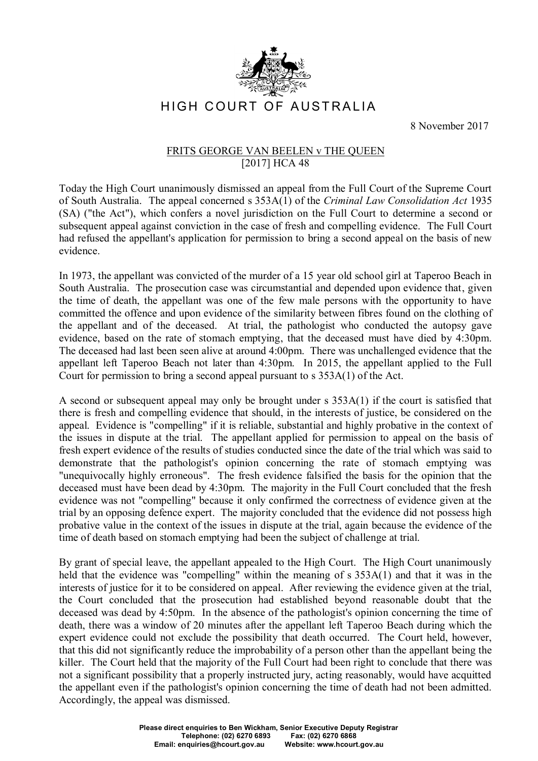# HIGH COURT OF AUSTRALIA

8 November 2017

## FRITS GEORGE VAN BEELEN v THE QUEEN
[2017] HCA 48

Today the High Court unanimously dismissed an appeal from the Full Court of the Supreme Court of South Australia. The appeal concerned s 353A(1) of the *Criminal Law Consolidation Act* 1935 (SA) ("the Act"), which confers a novel jurisdiction on the Full Court to determine a second or subsequent appeal against conviction in the case of fresh and compelling evidence. The Full Court had refused the appellant's application for permission to bring a second appeal on the basis of new evidence.

In 1973, the appellant was convicted of the murder of a 15 year old school girl at Taperoo Beach in South Australia. The prosecution case was circumstantial and depended upon evidence that, given the time of death, the appellant was one of the few male persons with the opportunity to have committed the offence and upon evidence of the similarity between fibres found on the clothing of the appellant and of the deceased. At trial, the pathologist who conducted the autopsy gave evidence, based on the rate of stomach emptying, that the deceased must have died by 4:30pm. The deceased had last been seen alive at around 4:00pm. There was unchallenged evidence that the appellant left Taperoo Beach not later than 4:30pm. In 2015, the appellant applied to the Full Court for permission to bring a second appeal pursuant to s 353A(1) of the Act.

A second or subsequent appeal may only be brought under s 353A(1) if the court is satisfied that there is fresh and compelling evidence that should, in the interests of justice, be considered on the appeal. Evidence is "compelling" if it is reliable, substantial and highly probative in the context of the issues in dispute at the trial. The appellant applied for permission to appeal on the basis of fresh expert evidence of the results of studies conducted since the date of the trial which was said to demonstrate that the pathologist's opinion concerning the rate of stomach emptying was "unequivocally highly erroneous". The fresh evidence falsified the basis for the opinion that the deceased must have been dead by 4:30pm. The majority in the Full Court concluded that the fresh evidence was not "compelling" because it only confirmed the correctness of evidence given at the trial by an opposing defence expert. The majority concluded that the evidence did not possess high probative value in the context of the issues in dispute at the trial, again because the evidence of the time of death based on stomach emptying had been the subject of challenge at trial.

By grant of special leave, the appellant appealed to the High Court. The High Court unanimously held that the evidence was "compelling" within the meaning of s 353A(1) and that it was in the interests of justice for it to be considered on appeal. After reviewing the evidence given at the trial, the Court concluded that the prosecution had established beyond reasonable doubt that the deceased was dead by 4:50pm. In the absence of the pathologist's opinion concerning the time of death, there was a window of 20 minutes after the appellant left Taperoo Beach during which the expert evidence could not exclude the possibility that death occurred. The Court held, however, that this did not significantly reduce the improbability of a person other than the appellant being the killer. The Court held that the majority of the Full Court had been right to conclude that there was not a significant possibility that a properly instructed jury, acting reasonably, would have acquitted the appellant even if the pathologist's opinion concerning the time of death had not been admitted. Accordingly, the appeal was dismissed.

**Please direct enquiries to Ben Wickham, Senior Executive Deputy Registrar**
**Telephone: (02) 6270 6893 Fax: (02) 6270 6868**
**Email: enquiries@hcourt.gov.au Website: www.hcourt.gov.au**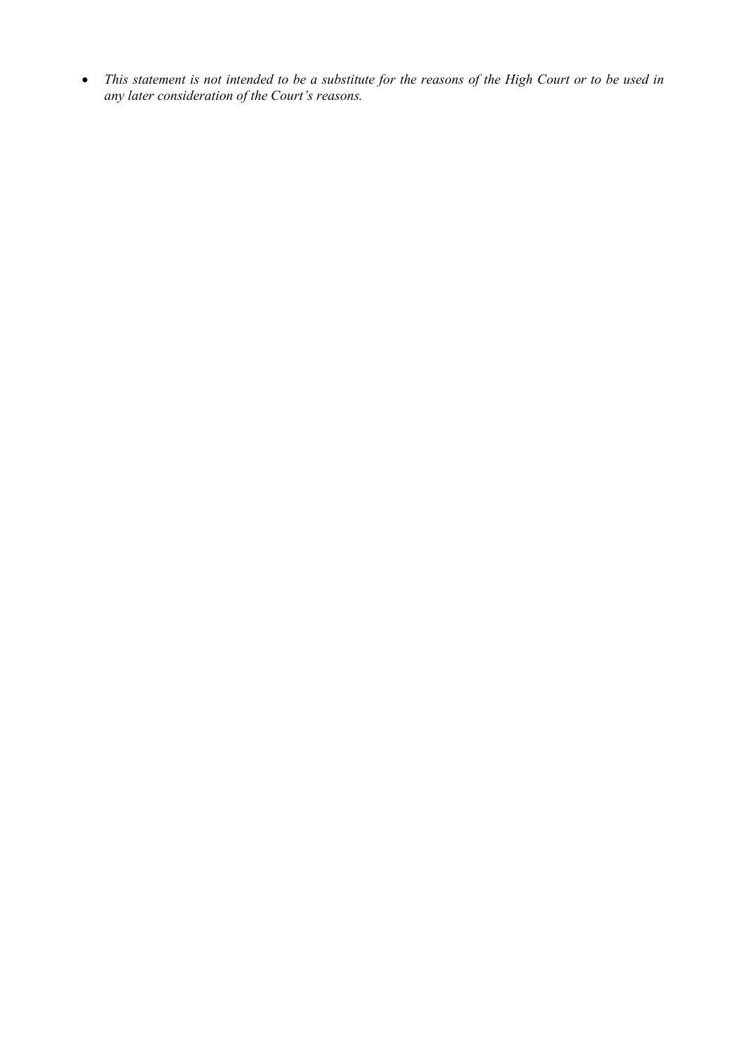- *This statement is not intended to be a substitute for the reasons of the High Court or to be used in any later consideration of the Court's reasons.*